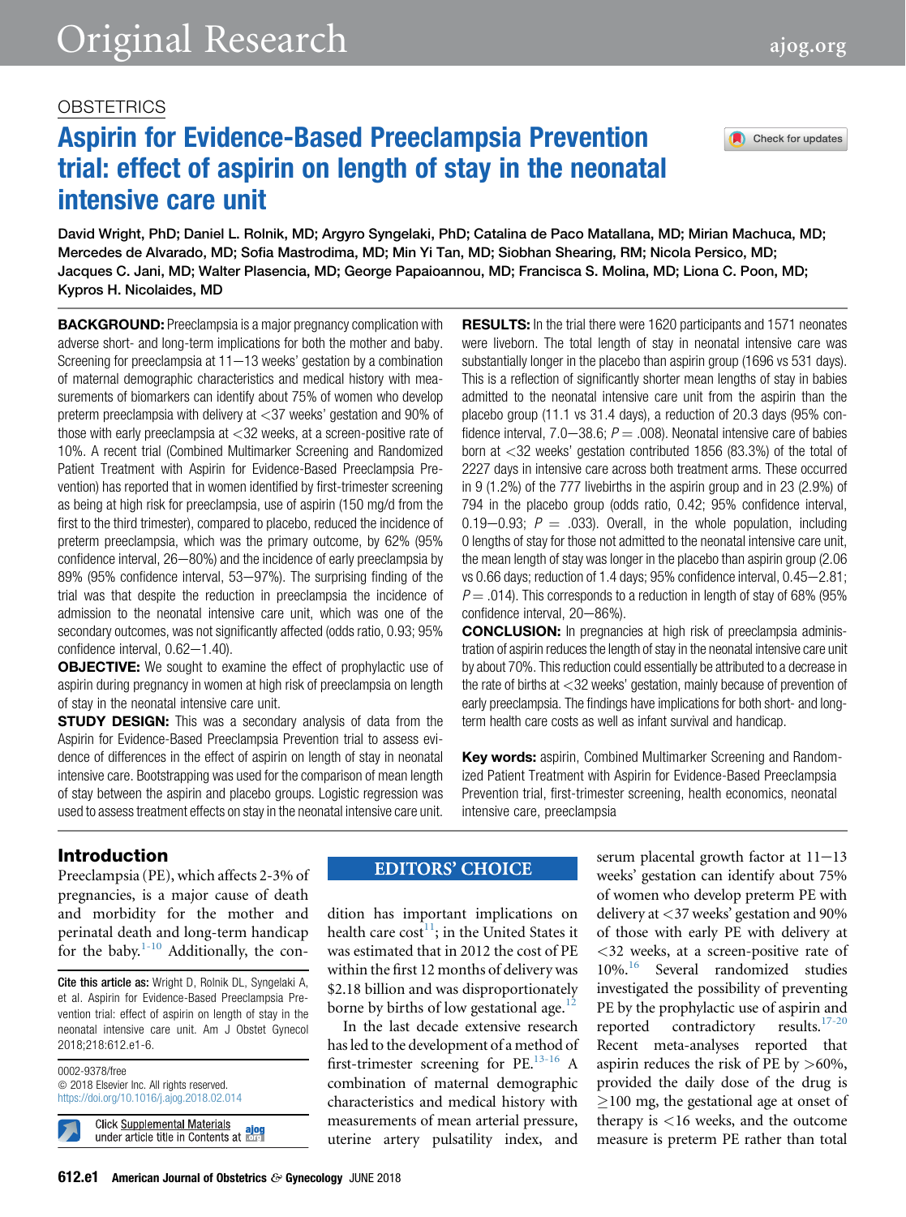OBSTETRICS

# Aspirin for Evidence-Based Preeclampsia Prevention trial: effect of aspirin on length of stay in the neonatal intensive care unit

David Wright, PhD; Daniel L. Rolnik, MD; Argyro Syngelaki, PhD; Catalina de Paco Matallana, MD; Mirian Machuca, MD; Mercedes de Alvarado, MD; Sofia Mastrodima, MD; Min Yi Tan, MD; Siobhan Shearing, RM; Nicola Persico, MD; Jacques C. Jani, MD; Walter Plasencia, MD; George Papaioannou, MD; Francisca S. Molina, MD; Liona C. Poon, MD; Kypros H. Nicolaides, MD

**BACKGROUND:** Preeclampsia is a major pregnancy complication with adverse short- and long-term implications for both the mother and baby. Screening for preeclampsia at 11−13 weeks' gestation by a combination of maternal demographic characteristics and medical history with measurements of biomarkers can identify about 75% of women who develop preterm preeclampsia with delivery at <37 weeks' gestation and 90% of those with early preeclampsia at <32 weeks, at a screen-positive rate of 10%. A recent trial (Combined Multimarker Screening and Randomized Patient Treatment with Aspirin for Evidence-Based Preeclampsia Prevention) has reported that in women identified by first-trimester screening as being at high risk for preeclampsia, use of aspirin (150 mg/d from the first to the third trimester), compared to placebo, reduced the incidence of preterm preeclampsia, which was the primary outcome, by 62% (95% confidence interval, 26−80%) and the incidence of early preeclampsia by 89% (95% confidence interval, 53−97%). The surprising finding of the trial was that despite the reduction in preeclampsia the incidence of admission to the neonatal intensive care unit, which was one of the secondary outcomes, was not significantly affected (odds ratio, 0.93; 95% confidence interval, 0.62−1.40).

**OBJECTIVE:** We sought to examine the effect of prophylactic use of aspirin during pregnancy in women at high risk of preeclampsia on length of stay in the neonatal intensive care unit.

**STUDY DESIGN:** This was a secondary analysis of data from the Aspirin for Evidence-Based Preeclampsia Prevention trial to assess evidence of differences in the effect of aspirin on length of stay in neonatal intensive care unit. Bootstrapping was used for the comparison of mean length of stay between the aspirin and placebo groups. Logistic regression was used to assess treatment effects on stay in the neonatal intensive care unit.

**RESULTS:** In the trial there were 1620 participants and 1571 neonates were liveborn. The total length of stay in neonatal intensive care was substantially longer in the placebo than aspirin group (1696 vs 531 days). This is a reflection of significantly shorter mean lengths of stay in babies admitted to the neonatal intensive care unit from the aspirin than the placebo group (11.1 vs 31.4 days), a reduction of 20.3 days (95% confidence interval, 7.0−38.6; $P = .008$). Neonatal intensive care of babies born at <32 weeks' gestation contributed 1856 (83.3%) of the total of 2227 days in intensive care across both treatment arms. These occurred in 9 (1.2%) of the 777 livebirths in the aspirin group and in 23 (2.9%) of 794 in the placebo group (odds ratio, 0.42; 95% confidence interval, 0.19−0.93; $P = .033$). Overall, in the whole population, including 0 lengths of stay for those not admitted to the neonatal intensive care unit, the mean length of stay was longer in the placebo than aspirin group (2.06 vs 0.66 days; reduction of 1.4 days; 95% confidence interval, 0.45−2.81; $P = .014$). This corresponds to a reduction in length of stay of 68% (95% confidence interval, 20−86%).

**CONCLUSION:** In pregnancies at high risk of preeclampsia administration of aspirin reduces the length of stay in the neonatal intensive care unit by about 70%. This reduction could essentially be attributed to a decrease in the rate of births at <32 weeks' gestation, mainly because of prevention of early preeclampsia. The findings have implications for both short- and long-term health care costs as well as infant survival and handicap.

**Key words:** aspirin, Combined Multimarker Screening and Randomized Patient Treatment with Aspirin for Evidence-Based Preeclampsia Prevention trial, first-trimester screening, health economics, neonatal intensive care, preeclampsia

**Cite this article as:** Wright D, Rolnik DL, Syngelaki A, et al. Aspirin for Evidence-Based Preeclampsia Prevention trial: effect of aspirin on length of stay in the neonatal intensive care unit. Am J Obstet Gynecol 2018;218:612.e1-6.

0002-9378/free
© 2018 Elsevier Inc. All rights reserved.
https://doi.org/10.1016/j.ajog.2018.02.014

Click Supplemental Materials under article title in Contents at ajog.org

EDITORS' CHOICE

## Introduction

Preeclampsia (PE), which affects 2-3% of pregnancies, is a major cause of death and morbidity for the mother and perinatal death and long-term handicap for the baby.[1-10] Additionally, the condition has important implications on health care cost[11]; in the United States it was estimated that in 2012 the cost of PE within the first 12 months of delivery was $2.18 billion and was disproportionately borne by births of low gestational age.[12]

In the last decade extensive research has led to the development of a method of first-trimester screening for PE.[13-16] A combination of maternal demographic characteristics and medical history with measurements of mean arterial pressure, uterine artery pulsatility index, and serum placental growth factor at 11−13 weeks' gestation can identify about 75% of women who develop preterm PE with delivery at <37 weeks' gestation and 90% of those with early PE with delivery at <32 weeks, at a screen-positive rate of 10%.[16] Several randomized studies investigated the possibility of preventing PE by the prophylactic use of aspirin and reported contradictory results.[17-20] Recent meta-analyses reported that aspirin reduces the risk of PE by >60%, provided the daily dose of the drug is ≥100 mg, the gestational age at onset of therapy is <16 weeks, and the outcome measure is preterm PE rather than total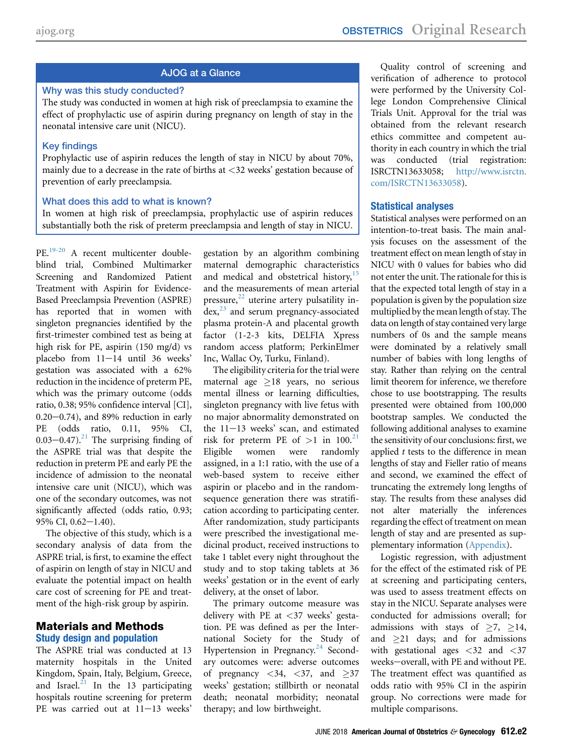## AJOG at a Glance

### Why was this study conducted?

The study was conducted in women at high risk of preeclampsia to examine the effect of prophylactic use of aspirin during pregnancy on length of stay in the neonatal intensive care unit (NICU).

### Key findings

Prophylactic use of aspirin reduces the length of stay in NICU by about 70%, mainly due to a decrease in the rate of births at <32 weeks' gestation because of prevention of early preeclampsia.

### What does this add to what is known?

In women at high risk of preeclampsia, prophylactic use of aspirin reduces substantially both the risk of preterm preeclampsia and length of stay in NICU.

PE.[19-20] A recent multicenter double-blind trial, Combined Multimarker Screening and Randomized Patient Treatment with Aspirin for Evidence-Based Preeclampsia Prevention (ASPRE) has reported that in women with singleton pregnancies identified by the first-trimester combined test as being at high risk for PE, aspirin (150 mg/d) vs placebo from 11−14 until 36 weeks' gestation was associated with a 62% reduction in the incidence of preterm PE, which was the primary outcome (odds ratio, 0.38; 95% confidence interval [CI], 0.20−0.74), and 89% reduction in early PE (odds ratio, 0.11, 95% CI, 0.03−0.47).[21] The surprising finding of the ASPRE trial was that despite the reduction in preterm PE and early PE the incidence of admission to the neonatal intensive care unit (NICU), which was one of the secondary outcomes, was not significantly affected (odds ratio, 0.93; 95% CI, 0.62−1.40).

The objective of this study, which is a secondary analysis of data from the ASPRE trial, is first, to examine the effect of aspirin on length of stay in NICU and evaluate the potential impact on health care cost of screening for PE and treatment of the high-risk group by aspirin.

## Materials and Methods

### Study design and population

The ASPRE trial was conducted at 13 maternity hospitals in the United Kingdom, Spain, Italy, Belgium, Greece, and Israel.[21] In the 13 participating hospitals routine screening for preterm PE was carried out at 11−13 weeks' gestation by an algorithm combining maternal demographic characteristics and medical and obstetrical history,[15] and the measurements of mean arterial pressure,[22] uterine artery pulsatility index,[23] and serum pregnancy-associated plasma protein-A and placental growth factor (1-2-3 kits, DELFIA Xpress random access platform; PerkinElmer Inc, Wallac Oy, Turku, Finland).

The eligibility criteria for the trial were maternal age ≥18 years, no serious mental illness or learning difficulties, singleton pregnancy with live fetus with no major abnormality demonstrated on the 11−13 weeks' scan, and estimated risk for preterm PE of >1 in 100.[21] Eligible women were randomly assigned, in a 1:1 ratio, with the use of a web-based system to receive either aspirin or placebo and in the random-sequence generation there was stratification according to participating center. After randomization, study participants were prescribed the investigational medicinal product, received instructions to take 1 tablet every night throughout the study and to stop taking tablets at 36 weeks' gestation or in the event of early delivery, at the onset of labor.

The primary outcome measure was delivery with PE at <37 weeks' gestation. PE was defined as per the International Society for the Study of Hypertension in Pregnancy.[24] Secondary outcomes were: adverse outcomes of pregnancy <34, <37, and ≥37 weeks' gestation; stillbirth or neonatal death; neonatal morbidity; neonatal therapy; and low birthweight.

Quality control of screening and verification of adherence to protocol were performed by the University College London Comprehensive Clinical Trials Unit. Approval for the trial was obtained from the relevant research ethics committee and competent authority in each country in which the trial was conducted (trial registration: ISRCTN13633058; http://www.isrctn.com/ISRCTN13633058).

### Statistical analyses

Statistical analyses were performed on an intention-to-treat basis. The main analysis focuses on the assessment of the treatment effect on mean length of stay in NICU with 0 values for babies who did not enter the unit. The rationale for this is that the expected total length of stay in a population is given by the population size multiplied by the mean length of stay. The data on length of stay contained very large numbers of 0s and the sample means were dominated by a relatively small number of babies with long lengths of stay. Rather than relying on the central limit theorem for inference, we therefore chose to use bootstrapping. The results presented were obtained from 100,000 bootstrap samples. We conducted the following additional analyses to examine the sensitivity of our conclusions: first, we applied *t* tests to the difference in mean lengths of stay and Fieller ratio of means and second, we examined the effect of truncating the extremely long lengths of stay. The results from these analyses did not alter materially the inferences regarding the effect of treatment on mean length of stay and are presented as supplementary information (Appendix).

Logistic regression, with adjustment for the effect of the estimated risk of PE at screening and participating centers, was used to assess treatment effects on stay in the NICU. Separate analyses were conducted for admissions overall; for admissions with stays of ≥7, ≥14, and ≥21 days; and for admissions with gestational ages <32 and <37 weeks−overall, with PE and without PE. The treatment effect was quantified as odds ratio with 95% CI in the aspirin group. No corrections were made for multiple comparisons.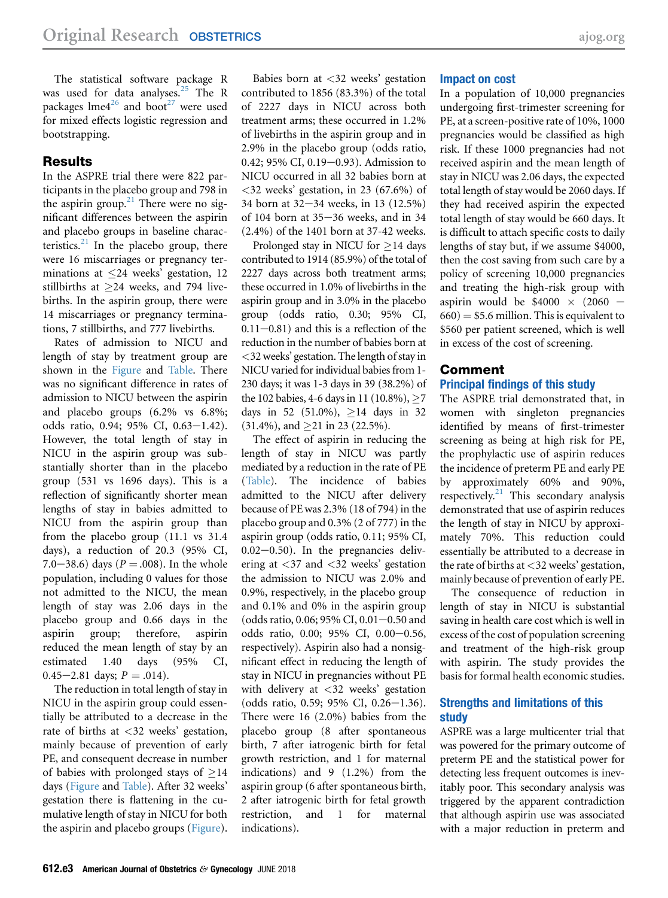The statistical software package R was used for data analyses.[25] The R packages lme4[26] and boot[27] were used for mixed effects logistic regression and bootstrapping.

## Results

In the ASPRE trial there were 822 participants in the placebo group and 798 in the aspirin group.[21] There were no significant differences between the aspirin and placebo groups in baseline characteristics.[21] In the placebo group, there were 16 miscarriages or pregnancy terminations at ≤24 weeks' gestation, 12 stillbirths at ≥24 weeks, and 794 livebirths. In the aspirin group, there were 14 miscarriages or pregnancy terminations, 7 stillbirths, and 777 livebirths.

Rates of admission to NICU and length of stay by treatment group are shown in the Figure and Table. There was no significant difference in rates of admission to NICU between the aspirin and placebo groups (6.2% vs 6.8%; odds ratio, 0.94; 95% CI, 0.63−1.42). However, the total length of stay in NICU in the aspirin group was substantially shorter than in the placebo group (531 vs 1696 days). This is a reflection of significantly shorter mean lengths of stay in babies admitted to NICU from the aspirin group than from the placebo group (11.1 vs 31.4 days), a reduction of 20.3 (95% CI, 7.0−38.6) days ($P = .008$). In the whole population, including 0 values for those not admitted to the NICU, the mean length of stay was 2.06 days in the placebo group and 0.66 days in the aspirin group; therefore, aspirin reduced the mean length of stay by an estimated 1.40 days (95% CI, 0.45−2.81 days; $P = .014$).

The reduction in total length of stay in NICU in the aspirin group could essentially be attributed to a decrease in the rate of births at <32 weeks' gestation, mainly because of prevention of early PE, and consequent decrease in number of babies with prolonged stays of ≥14 days (Figure and Table). After 32 weeks' gestation there is flattening in the cumulative length of stay in NICU for both the aspirin and placebo groups (Figure).

Babies born at <32 weeks' gestation contributed to 1856 (83.3%) of the total of 2227 days in NICU across both treatment arms; these occurred in 1.2% of livebirths in the aspirin group and in 2.9% in the placebo group (odds ratio, 0.42; 95% CI, 0.19−0.93). Admission to NICU occurred in all 32 babies born at <32 weeks' gestation, in 23 (67.6%) of 34 born at 32−34 weeks, in 13 (12.5%) of 104 born at 35−36 weeks, and in 34 (2.4%) of the 1401 born at 37-42 weeks.

Prolonged stay in NICU for ≥14 days contributed to 1914 (85.9%) of the total of 2227 days across both treatment arms; these occurred in 1.0% of livebirths in the aspirin group and in 3.0% in the placebo group (odds ratio, 0.30; 95% CI, 0.11−0.81) and this is a reflection of the reduction in the number of babies born at <32 weeks' gestation. The length of stay in NICU varied for individual babies from 1-230 days; it was 1-3 days in 39 (38.2%) of the 102 babies, 4-6 days in 11 (10.8%), ≥7 days in 52 (51.0%), ≥14 days in 32 (31.4%), and ≥21 in 23 (22.5%).

The effect of aspirin in reducing the length of stay in NICU was partly mediated by a reduction in the rate of PE (Table). The incidence of babies admitted to the NICU after delivery because of PE was 2.3% (18 of 794) in the placebo group and 0.3% (2 of 777) in the aspirin group (odds ratio, 0.11; 95% CI, 0.02−0.50). In the pregnancies delivering at <37 and <32 weeks' gestation the admission to NICU was 2.0% and 0.9%, respectively, in the placebo group and 0.1% and 0% in the aspirin group (odds ratio, 0.06; 95% CI, 0.01−0.50 and odds ratio, 0.00; 95% CI, 0.00−0.56, respectively). Aspirin also had a nonsignificant effect in reducing the length of stay in NICU in pregnancies without PE with delivery at <32 weeks' gestation (odds ratio, 0.59; 95% CI, 0.26−1.36). There were 16 (2.0%) babies from the placebo group (8 after spontaneous birth, 7 after iatrogenic birth for fetal growth restriction, and 1 for maternal indications) and 9 (1.2%) from the aspirin group (6 after spontaneous birth, 2 after iatrogenic birth for fetal growth restriction, and 1 for maternal indications).

### Impact on cost

In a population of 10,000 pregnancies undergoing first-trimester screening for PE, at a screen-positive rate of 10%, 1000 pregnancies would be classified as high risk. If these 1000 pregnancies had not received aspirin and the mean length of stay in NICU was 2.06 days, the expected total length of stay would be 2060 days. If they had received aspirin the expected total length of stay would be 660 days. It is difficult to attach specific costs to daily lengths of stay but, if we assume $4000, then the cost saving from such care by a policy of screening 10,000 pregnancies and treating the high-risk group with aspirin would be $\$4000 \times (2060 - 660) = \$5.6$ million. This is equivalent to $560 per patient screened, which is well in excess of the cost of screening.

## Comment

### Principal findings of this study

The ASPRE trial demonstrated that, in women with singleton pregnancies identified by means of first-trimester screening as being at high risk for PE, the prophylactic use of aspirin reduces the incidence of preterm PE and early PE by approximately 60% and 90%, respectively.[21] This secondary analysis demonstrated that use of aspirin reduces the length of stay in NICU by approximately 70%. This reduction could essentially be attributed to a decrease in the rate of births at <32 weeks' gestation, mainly because of prevention of early PE.

The consequence of reduction in length of stay in NICU is substantial saving in health care cost which is well in excess of the cost of population screening and treatment of the high-risk group with aspirin. The study provides the basis for formal health economic studies.

### Strengths and limitations of this study

ASPRE was a large multicenter trial that was powered for the primary outcome of preterm PE and the statistical power for detecting less frequent outcomes is inevitably poor. This secondary analysis was triggered by the apparent contradiction that although aspirin use was associated with a major reduction in preterm and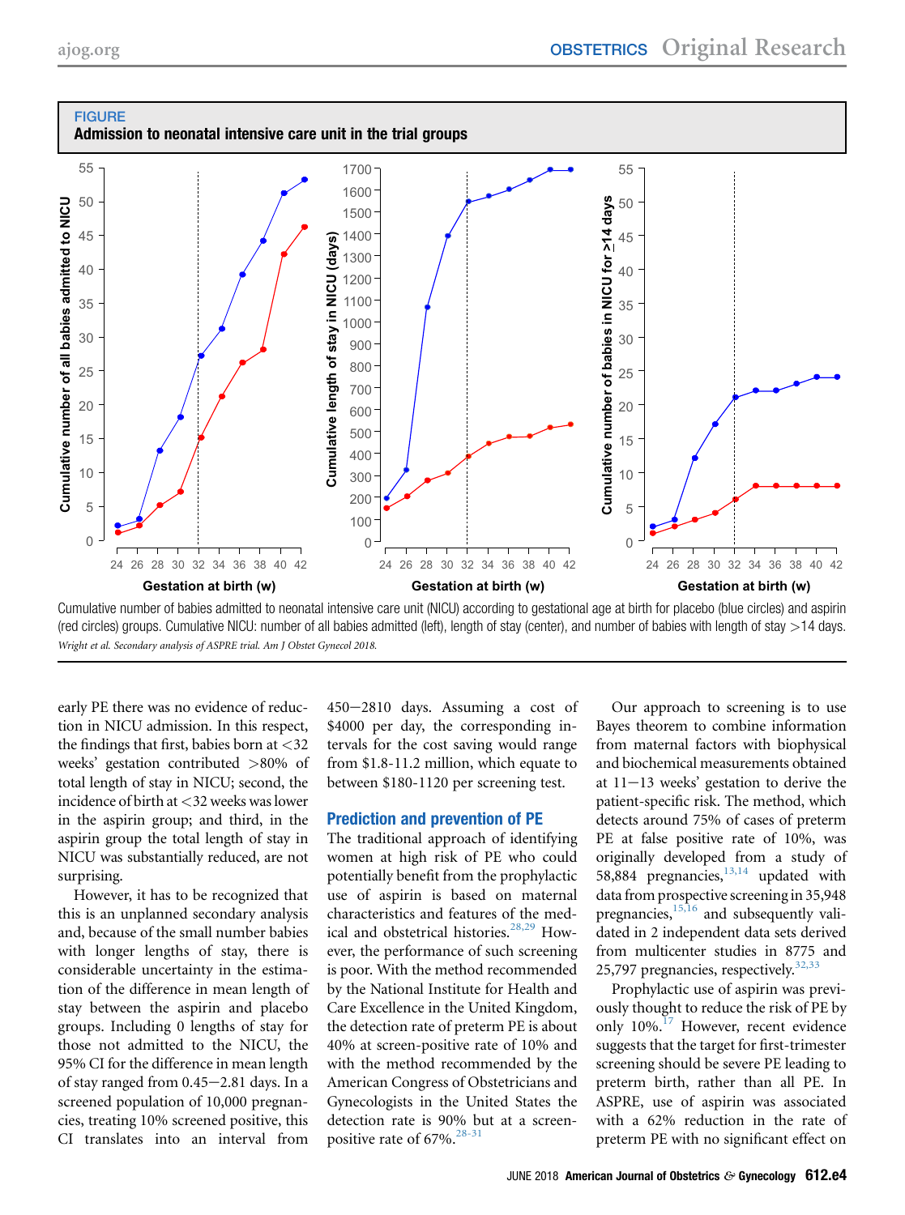**FIGURE**

**Admission to neonatal intensive care unit in the trial groups**

Cumulative number of babies admitted to neonatal intensive care unit (NICU) according to gestational age at birth for placebo (blue circles) and aspirin (red circles) groups. Cumulative NICU: number of all babies admitted (left), length of stay (center), and number of babies with length of stay >14 days.

*Wright et al. Secondary analysis of ASPRE trial. Am J Obstet Gynecol 2018.*

early PE there was no evidence of reduction in NICU admission. In this respect, the findings that first, babies born at <32 weeks' gestation contributed >80% of total length of stay in NICU; second, the incidence of birth at <32 weeks was lower in the aspirin group; and third, in the aspirin group the total length of stay in NICU was substantially reduced, are not surprising.

However, it has to be recognized that this is an unplanned secondary analysis and, because of the small number babies with longer lengths of stay, there is considerable uncertainty in the estimation of the difference in mean length of stay between the aspirin and placebo groups. Including 0 lengths of stay for those not admitted to the NICU, the 95% CI for the difference in mean length of stay ranged from 0.45−2.81 days. In a screened population of 10,000 pregnancies, treating 10% screened positive, this CI translates into an interval from 450−2810 days. Assuming a cost of $4000 per day, the corresponding intervals for the cost saving would range from $1.8-11.2 million, which equate to between $180-1120 per screening test.

## Prediction and prevention of PE

The traditional approach of identifying women at high risk of PE who could potentially benefit from the prophylactic use of aspirin is based on maternal characteristics and features of the medical and obstetrical histories.[28,29] However, the performance of such screening is poor. With the method recommended by the National Institute for Health and Care Excellence in the United Kingdom, the detection rate of preterm PE is about 40% at screen-positive rate of 10% and with the method recommended by the American Congress of Obstetricians and Gynecologists in the United States the detection rate is 90% but at a screen-positive rate of 67%.[28-31]

Our approach to screening is to use Bayes theorem to combine information from maternal factors with biophysical and biochemical measurements obtained at 11−13 weeks' gestation to derive the patient-specific risk. The method, which detects around 75% of cases of preterm PE at false positive rate of 10%, was originally developed from a study of 58,884 pregnancies,[13,14] updated with data from prospective screening in 35,948 pregnancies,[15,16] and subsequently validated in 2 independent data sets derived from multicenter studies in 8775 and 25,797 pregnancies, respectively.[32,33]

Prophylactic use of aspirin was previously thought to reduce the risk of PE by only 10%.[17] However, recent evidence suggests that the target for first-trimester screening should be severe PE leading to preterm birth, rather than all PE. In ASPRE, use of aspirin was associated with a 62% reduction in the rate of preterm PE with no significant effect on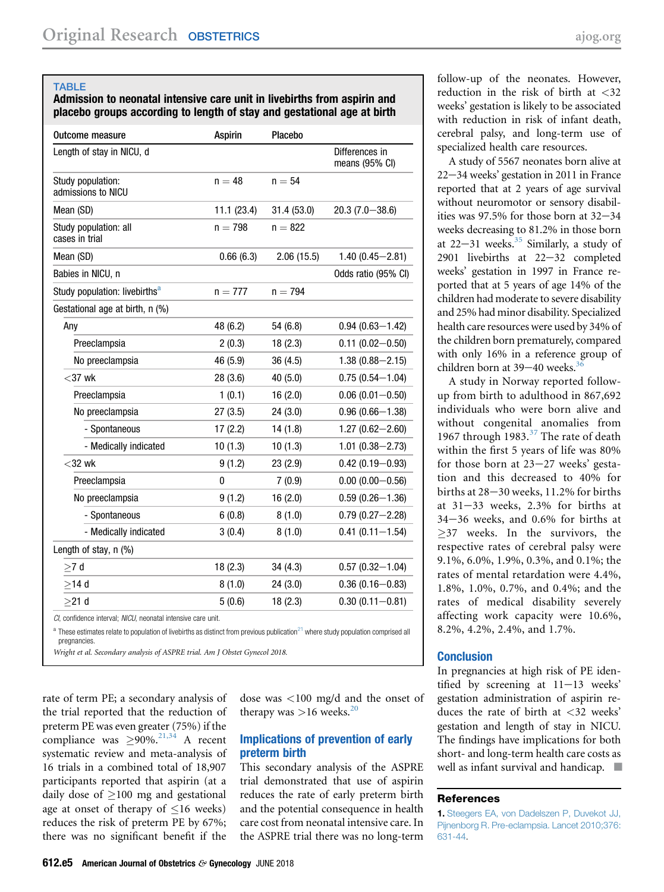**TABLE**

**Admission to neonatal intensive care unit in livebirths from aspirin and placebo groups according to length of stay and gestational age at birth**

| Outcome measure | Aspirin | Placebo | |
|---|---|---|---|
| Length of stay in NICU, d | | | Differences in means (95% CI) |
| Study population: admissions to NICU | n = 48 | n = 54 | |
| Mean (SD) | 11.1 (23.4) | 31.4 (53.0) | 20.3 (7.0−38.6) |
| Study population: all cases in trial | n = 798 | n = 822 | |
| Mean (SD) | 0.66 (6.3) | 2.06 (15.5) | 1.40 (0.45−2.81) |
| Babies in NICU, n | | | Odds ratio (95% CI) |
| Study population: livebirths[a] | n = 777 | n = 794 | |
| Gestational age at birth, n (%) | | | |
| Any | 48 (6.2) | 54 (6.8) | 0.94 (0.63−1.42) |
| Preeclampsia | 2 (0.3) | 18 (2.3) | 0.11 (0.02−0.50) |
| No preeclampsia | 46 (5.9) | 36 (4.5) | 1.38 (0.88−2.15) |
| <37 wk | 28 (3.6) | 40 (5.0) | 0.75 (0.54−1.04) |
| Preeclampsia | 1 (0.1) | 16 (2.0) | 0.06 (0.01−0.50) |
| No preeclampsia | 27 (3.5) | 24 (3.0) | 0.96 (0.66−1.38) |
| - Spontaneous | 17 (2.2) | 14 (1.8) | 1.27 (0.62−2.60) |
| - Medically indicated | 10 (1.3) | 10 (1.3) | 1.01 (0.38−2.73) |
| <32 wk | 9 (1.2) | 23 (2.9) | 0.42 (0.19−0.93) |
| Preeclampsia | 0 | 7 (0.9) | 0.00 (0.00−0.56) |
| No preeclampsia | 9 (1.2) | 16 (2.0) | 0.59 (0.26−1.36) |
| - Spontaneous | 6 (0.8) | 8 (1.0) | 0.79 (0.27−2.28) |
| - Medically indicated | 3 (0.4) | 8 (1.0) | 0.41 (0.11−1.54) |
| Length of stay, n (%) | | | |
| ≥7 d | 18 (2.3) | 34 (4.3) | 0.57 (0.32−1.04) |
| ≥14 d | 8 (1.0) | 24 (3.0) | 0.36 (0.16−0.83) |
| ≥21 d | 5 (0.6) | 18 (2.3) | 0.30 (0.11−0.81) |

*CI*, confidence interval; *NICU*, neonatal intensive care unit.

[a] These estimates relate to population of livebirths as distinct from previous publication[21] where study population comprised all pregnancies.

*Wright et al. Secondary analysis of ASPRE trial. Am J Obstet Gynecol 2018.*

rate of term PE; a secondary analysis of the trial reported that the reduction in preterm PE was even greater (75%) if the compliance was ≥90%.[21,34] A recent systematic review and meta-analysis of 16 trials in a combined total of 18,907 participants reported that aspirin (at a daily dose of ≥100 mg and gestational age at onset of therapy of ≤16 weeks) reduces the risk of preterm PE by 67%; there was no significant benefit if the dose was <100 mg/d and the onset of therapy was >16 weeks.[20]

## Implications of prevention of early preterm birth

This secondary analysis of the ASPRE trial demonstrated that use of aspirin reduces the rate of early preterm birth and the potential consequence in health care cost from neonatal intensive care. In the ASPRE trial there was no long-term follow-up of the neonates. However, reduction in the risk of birth at <32 weeks' gestation is likely to be associated with reduction in risk of infant death, cerebral palsy, and long-term use of specialized health care resources.

A study of 5567 neonates born alive at 22−34 weeks' gestation in 2011 in France reported that at 2 years of age survival without neuromotor or sensory disabilities was 97.5% for those born at 32−34 weeks decreasing to 81.2% in those born at 22−31 weeks.[35] Similarly, a study of 2901 livebirths at 22−32 completed weeks' gestation in 1997 in France reported that at 5 years of age 14% of the children had moderate to severe disability and 25% had minor disability. Specialized health care resources were used by 34% of the children born prematurely, compared with only 16% in a reference group of children born at 39−40 weeks.[36]

A study in Norway reported follow-up from birth to adulthood in 867,692 individuals who were born alive and without congenital anomalies from 1967 through 1983.[37] The rate of death within the first 5 years of life was 80% for those born at 23−27 weeks' gestation and this decreased to 40% for births at 28−30 weeks, 11.2% for births at 31−33 weeks, 2.3% for births at 34−36 weeks, and 0.6% for births at ≥37 weeks. In the survivors, the respective rates of cerebral palsy were 9.1%, 6.0%, 1.9%, 0.3%, and 0.1%; the rates of mental retardation were 4.4%, 1.8%, 1.0%, 0.7%, and 0.4%; and the rates of medical disability severely affecting work capacity were 10.6%, 8.2%, 4.2%, 2.4%, and 1.7%.

## Conclusion

In pregnancies at high risk of PE identified by screening at 11−13 weeks' gestation administration of aspirin reduces the rate of birth at <32 weeks' gestation and length of stay in NICU. The findings have implications for both short- and long-term health care costs as well as infant survival and handicap. ■

## References

1. Steegers EA, von Dadelszen P, Duvekot JJ, Pijnenborg R. Pre-eclampsia. Lancet 2010;376:631-44.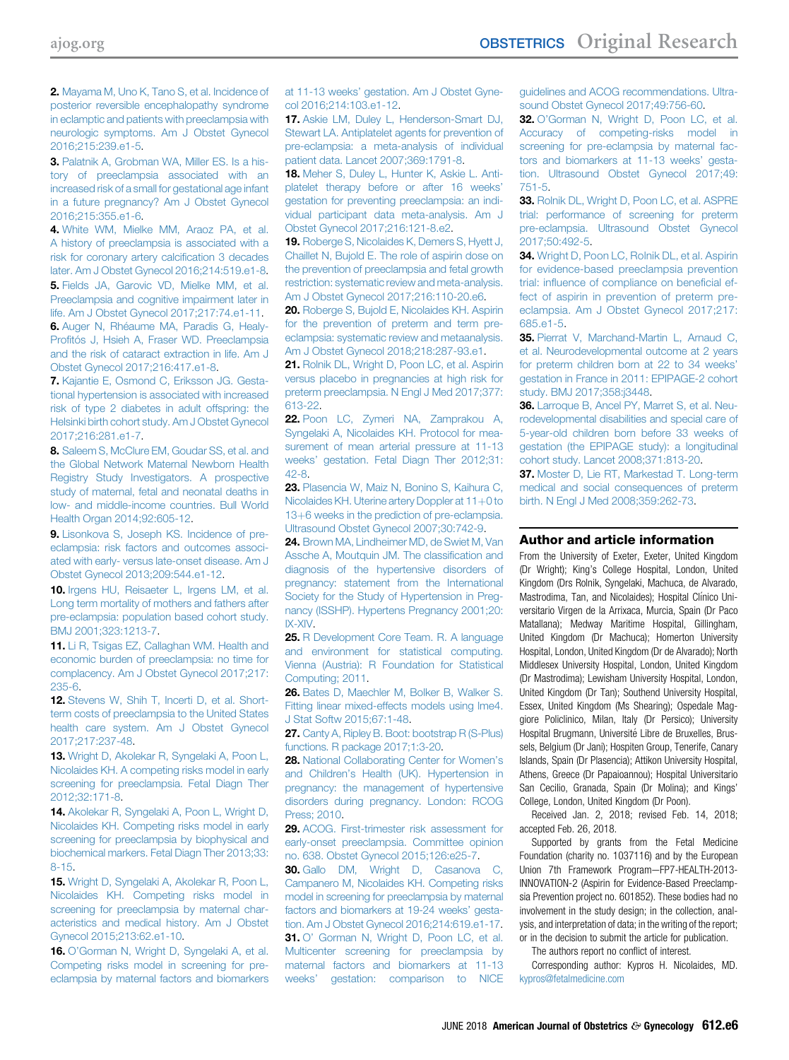2. Mayama M, Uno K, Tano S, et al. Incidence of posterior reversible encephalopathy syndrome in eclamptic and patients with preeclampsia with neurologic symptoms. Am J Obstet Gynecol 2016;215:239.e1-5.

3. Palatnik A, Grobman WA, Miller ES. Is a history of preeclampsia associated with an increased risk of a small for gestational age infant in a future pregnancy? Am J Obstet Gynecol 2016;215:355.e1-6.

4. White WM, Mielke MM, Araoz PA, et al. A history of preeclampsia is associated with a risk for coronary artery calcification 3 decades later. Am J Obstet Gynecol 2016;214:519.e1-8.

5. Fields JA, Garovic VD, Mielke MM, et al. Preeclampsia and cognitive impairment later in life. Am J Obstet Gynecol 2017;217:74.e1-11.

6. Auger N, Rhéaume MA, Paradis G, Healy-Profitós J, Hsieh A, Fraser WD. Preeclampsia and the risk of cataract extraction in life. Am J Obstet Gynecol 2017;216:417.e1-8.

7. Kajantie E, Osmond C, Eriksson JG. Gestational hypertension is associated with increased risk of type 2 diabetes in adult offspring: the Helsinki birth cohort study. Am J Obstet Gynecol 2017;216:281.e1-7.

8. Saleem S, McClure EM, Goudar SS, et al. and the Global Network Maternal Newborn Health Registry Study Investigators. A prospective study of maternal, fetal and neonatal deaths in low- and middle-income countries. Bull World Health Organ 2014;92:605-12.

9. Lisonkova S, Joseph KS. Incidence of preeclampsia: risk factors and outcomes associated with early- versus late-onset disease. Am J Obstet Gynecol 2013;209:544.e1-12.

10. Irgens HU, Reisaeter L, Irgens LM, et al. Long term mortality of mothers and fathers after pre-eclampsia: population based cohort study. BMJ 2001;323:1213-7.

11. Li R, Tsigas EZ, Callaghan WM. Health and economic burden of preeclampsia: no time for complacency. Am J Obstet Gynecol 2017;217:235-6.

12. Stevens W, Shih T, Incerti D, et al. Short-term costs of preeclampsia to the United States health care system. Am J Obstet Gynecol 2017;217:237-48.

13. Wright D, Akolekar R, Syngelaki A, Poon L, Nicolaides KH. A competing risks model in early screening for preeclampsia. Fetal Diagn Ther 2012;32:171-8.

14. Akolekar R, Syngelaki A, Poon L, Wright D, Nicolaides KH. Competing risks model in early screening for preeclampsia by biophysical and biochemical markers. Fetal Diagn Ther 2013;33:8-15.

15. Wright D, Syngelaki A, Akolekar R, Poon L, Nicolaides KH. Competing risks model in screening for preeclampsia by maternal characteristics and medical history. Am J Obstet Gynecol 2015;213:62.e1-10.

16. O'Gorman N, Wright D, Syngelaki A, et al. Competing risks model in screening for preeclampsia by maternal factors and biomarkers at 11-13 weeks' gestation. Am J Obstet Gynecol 2016;214:103.e1-12.

17. Askie LM, Duley L, Henderson-Smart DJ, Stewart LA. Antiplatelet agents for prevention of pre-eclampsia: a meta-analysis of individual patient data. Lancet 2007;369:1791-8.

18. Meher S, Duley L, Hunter K, Askie L. Antiplatelet therapy before or after 16 weeks' gestation for preventing preeclampsia: an individual participant data meta-analysis. Am J Obstet Gynecol 2017;216:121-8.e2.

19. Roberge S, Nicolaides K, Demers S, Hyett J, Chaillet N, Bujold E. The role of aspirin dose on the prevention of preeclampsia and fetal growth restriction: systematic review and meta-analysis. Am J Obstet Gynecol 2017;216:110-20.e6.

20. Roberge S, Bujold E, Nicolaides KH. Aspirin for the prevention of preterm and term preeclampsia: systematic review and metaanalysis. Am J Obstet Gynecol 2018;218:287-93.e1.

21. Rolnik DL, Wright D, Poon LC, et al. Aspirin versus placebo in pregnancies at high risk for preterm preeclampsia. N Engl J Med 2017;377:613-22.

22. Poon LC, Zymeri NA, Zamprakou A, Syngelaki A, Nicolaides KH. Protocol for measurement of mean arterial pressure at 11-13 weeks' gestation. Fetal Diagn Ther 2012;31:42-8.

23. Plasencia W, Maiz N, Bonino S, Kaihura C, Nicolaides KH. Uterine artery Doppler at 11+0 to 13+6 weeks in the prediction of pre-eclampsia. Ultrasound Obstet Gynecol 2007;30:742-9.

24. Brown MA, Lindheimer MD, de Swiet M, Van Assche A, Moutquin JM. The classification and diagnosis of the hypertensive disorders of pregnancy: statement from the International Society for the Study of Hypertension in Pregnancy (ISSHP). Hypertens Pregnancy 2001;20:IX-XIV.

25. R Development Core Team. R. A language and environment for statistical computing. Vienna (Austria): R Foundation for Statistical Computing; 2011.

26. Bates D, Maechler M, Bolker B, Walker S. Fitting linear mixed-effects models using lme4. J Stat Softw 2015;67:1-48.

27. Canty A, Ripley B. Boot: bootstrap R (S-Plus) functions. R package 2017;1:3-20.

28. National Collaborating Center for Women's and Children's Health (UK). Hypertension in pregnancy: the management of hypertensive disorders during pregnancy. London: RCOG Press; 2010.

29. ACOG. First-trimester risk assessment for early-onset preeclampsia. Committee opinion no. 638. Obstet Gynecol 2015;126:e25-7.

30. Gallo DM, Wright D, Casanova C, Campanero M, Nicolaides KH. Competing risks model in screening for preeclampsia by maternal factors and biomarkers at 19-24 weeks' gestation. Am J Obstet Gynecol 2016;214:619.e1-17.

31. O' Gorman N, Wright D, Poon LC, et al. Multicenter screening for preeclampsia by maternal factors and biomarkers at 11-13 weeks' gestation: comparison to NICE guidelines and ACOG recommendations. Ultrasound Obstet Gynecol 2017;49:756-60.

32. O'Gorman N, Wright D, Poon LC, et al. Accuracy of competing-risks model in screening for pre-eclampsia by maternal factors and biomarkers at 11-13 weeks' gestation. Ultrasound Obstet Gynecol 2017;49:751-5.

33. Rolnik DL, Wright D, Poon LC, et al. ASPRE trial: performance of screening for preterm pre-eclampsia. Ultrasound Obstet Gynecol 2017;50:492-5.

34. Wright D, Poon LC, Rolnik DL, et al. Aspirin for evidence-based preeclampsia prevention trial: influence of compliance on beneficial effect of aspirin in prevention of preterm preeclampsia. Am J Obstet Gynecol 2017;217:685.e1-5.

35. Pierrat V, Marchand-Martin L, Arnaud C, et al. Neurodevelopmental outcome at 2 years for preterm children born at 22 to 34 weeks' gestation in France in 2011: EPIPAGE-2 cohort study. BMJ 2017;358:j3448.

36. Larroque B, Ancel PY, Marret S, et al. Neurodevelopmental disabilities and special care of 5-year-old children born before 33 weeks of gestation (the EPIPAGE study): a longitudinal cohort study. Lancet 2008;371:813-20.

37. Moster D, Lie RT, Markestad T. Long-term medical and social consequences of preterm birth. N Engl J Med 2008;359:262-73.

## Author and article information

From the University of Exeter, Exeter, United Kingdom (Dr Wright); King's College Hospital, London, United Kingdom (Drs Rolnik, Syngelaki, Machuca, de Alvarado, Mastrodima, Tan, and Nicolaides); Hospital Clínico Universitario Virgen de la Arrixaca, Murcia, Spain (Dr Paco Matallana); Medway Maritime Hospital, Gillingham, United Kingdom (Dr Machuca); Homerton University Hospital, London, United Kingdom (Dr de Alvarado); North Middlesex University Hospital, London, United Kingdom (Dr Mastrodima); Lewisham University Hospital, London, United Kingdom (Dr Tan); Southend University Hospital, Essex, United Kingdom (Ms Shearing); Ospedale Maggiore Policlinico, Milan, Italy (Dr Persico); University Hospital Brugmann, Université Libre de Bruxelles, Brussels, Belgium (Dr Jani); Hospiten Group, Tenerife, Canary Islands, Spain (Dr Plasencia); Attikon University Hospital, Athens, Greece (Dr Papaioannou); Hospital Universitario San Cecilio, Granada, Spain (Dr Molina); and Kings' College, London, United Kingdom (Dr Poon).

Received Jan. 2, 2018; revised Feb. 14, 2018; accepted Feb. 26, 2018.

Supported by grants from the Fetal Medicine Foundation (charity no. 1037116) and by the European Union 7th Framework Program—FP7-HEALTH-2013-INNOVATION-2 (Aspirin for Evidence-Based Preeclampsia Prevention project no. 601852). These bodies had no involvement in the study design; in the collection, analysis, and interpretation of data; in the writing of the report; or in the decision to submit the article for publication.

The authors report no conflict of interest.

Corresponding author: Kypros H. Nicolaides, MD. kypros@fetalmedicine.com